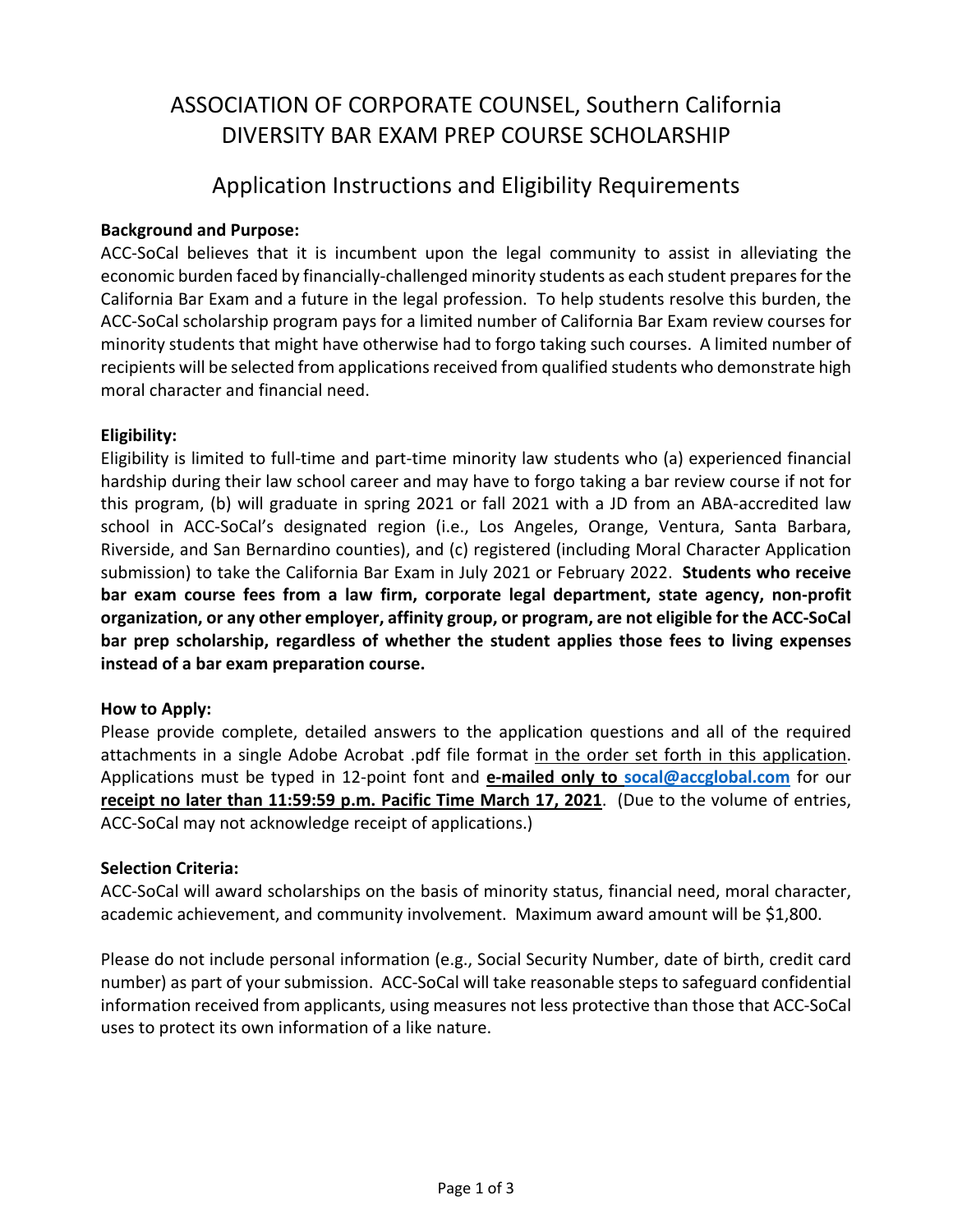# ASSOCIATION OF CORPORATE COUNSEL, Southern California
# DIVERSITY BAR EXAM PREP COURSE SCHOLARSHIP

## Application Instructions and Eligibility Requirements

**Background and Purpose:**
ACC-SoCal believes that it is incumbent upon the legal community to assist in alleviating the economic burden faced by financially-challenged minority students as each student prepares for the California Bar Exam and a future in the legal profession. To help students resolve this burden, the ACC-SoCal scholarship program pays for a limited number of California Bar Exam review courses for minority students that might have otherwise had to forgo taking such courses. A limited number of recipients will be selected from applications received from qualified students who demonstrate high moral character and financial need.

**Eligibility:**
Eligibility is limited to full-time and part-time minority law students who (a) experienced financial hardship during their law school career and may have to forgo taking a bar review course if not for this program, (b) will graduate in spring 2021 or fall 2021 with a JD from an ABA-accredited law school in ACC-SoCal's designated region (i.e., Los Angeles, Orange, Ventura, Santa Barbara, Riverside, and San Bernardino counties), and (c) registered (including Moral Character Application submission) to take the California Bar Exam in July 2021 or February 2022. **Students who receive bar exam course fees from a law firm, corporate legal department, state agency, non-profit organization, or any other employer, affinity group, or program, are not eligible for the ACC-SoCal bar prep scholarship, regardless of whether the student applies those fees to living expenses instead of a bar exam preparation course.**

**How to Apply:**
Please provide complete, detailed answers to the application questions and all of the required attachments in a single Adobe Acrobat .pdf file format in the order set forth in this application. Applications must be typed in 12-point font and **e-mailed only to socal@accglobal.com** for our **receipt no later than 11:59:59 p.m. Pacific Time March 17, 2021**. (Due to the volume of entries, ACC-SoCal may not acknowledge receipt of applications.)

**Selection Criteria:**
ACC-SoCal will award scholarships on the basis of minority status, financial need, moral character, academic achievement, and community involvement. Maximum award amount will be $1,800.

Please do not include personal information (e.g., Social Security Number, date of birth, credit card number) as part of your submission. ACC-SoCal will take reasonable steps to safeguard confidential information received from applicants, using measures not less protective than those that ACC-SoCal uses to protect its own information of a like nature.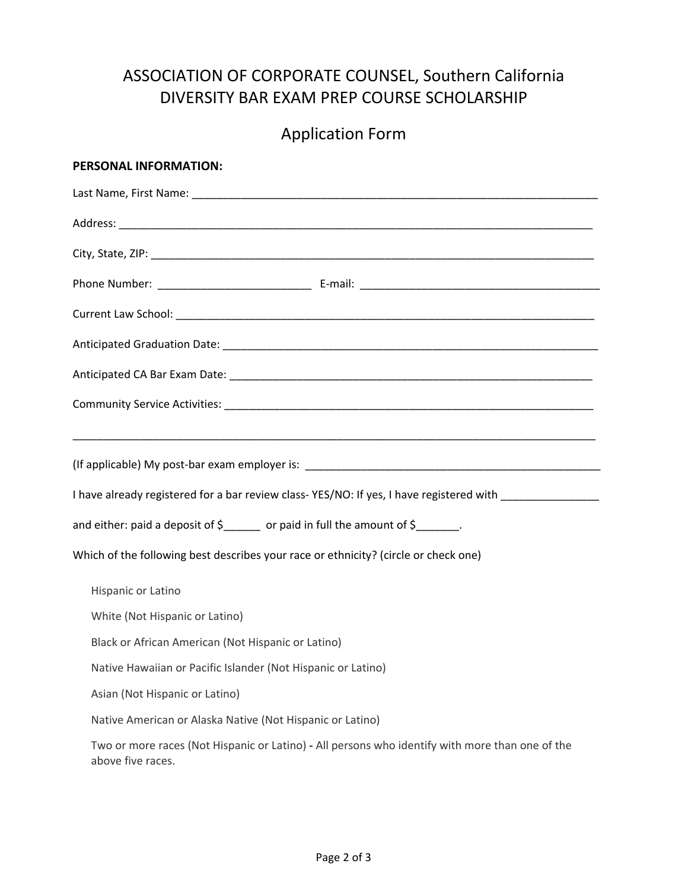# ASSOCIATION OF CORPORATE COUNSEL, Southern California
# DIVERSITY BAR EXAM PREP COURSE SCHOLARSHIP

## Application Form

**PERSONAL INFORMATION:**

Last Name, First Name: ______________________________________________________________________

Address: ________________________________________________________________________________

City, State, ZIP: ___________________________________________________________________________

Phone Number: _________________________ E-mail: ________________________________________

Current Law School: _________________________________________________________________________

Anticipated Graduation Date: __________________________________________________________________

Anticipated CA Bar Exam Date: ________________________________________________________________

Community Service Activities: _________________________________________________________________

_________________________________________________________________________________________

(If applicable) My post-bar exam employer is: ____________________________________________________

I have already registered for a bar review class- YES/NO: If yes, I have registered with ________________

and either: paid a deposit of $______ or paid in full the amount of $_______.

Which of the following best describes your race or ethnicity? (circle or check one)

Hispanic or Latino

White (Not Hispanic or Latino)

Black or African American (Not Hispanic or Latino)

Native Hawaiian or Pacific Islander (Not Hispanic or Latino)

Asian (Not Hispanic or Latino)

Native American or Alaska Native (Not Hispanic or Latino)

Two or more races (Not Hispanic or Latino) - All persons who identify with more than one of the above five races.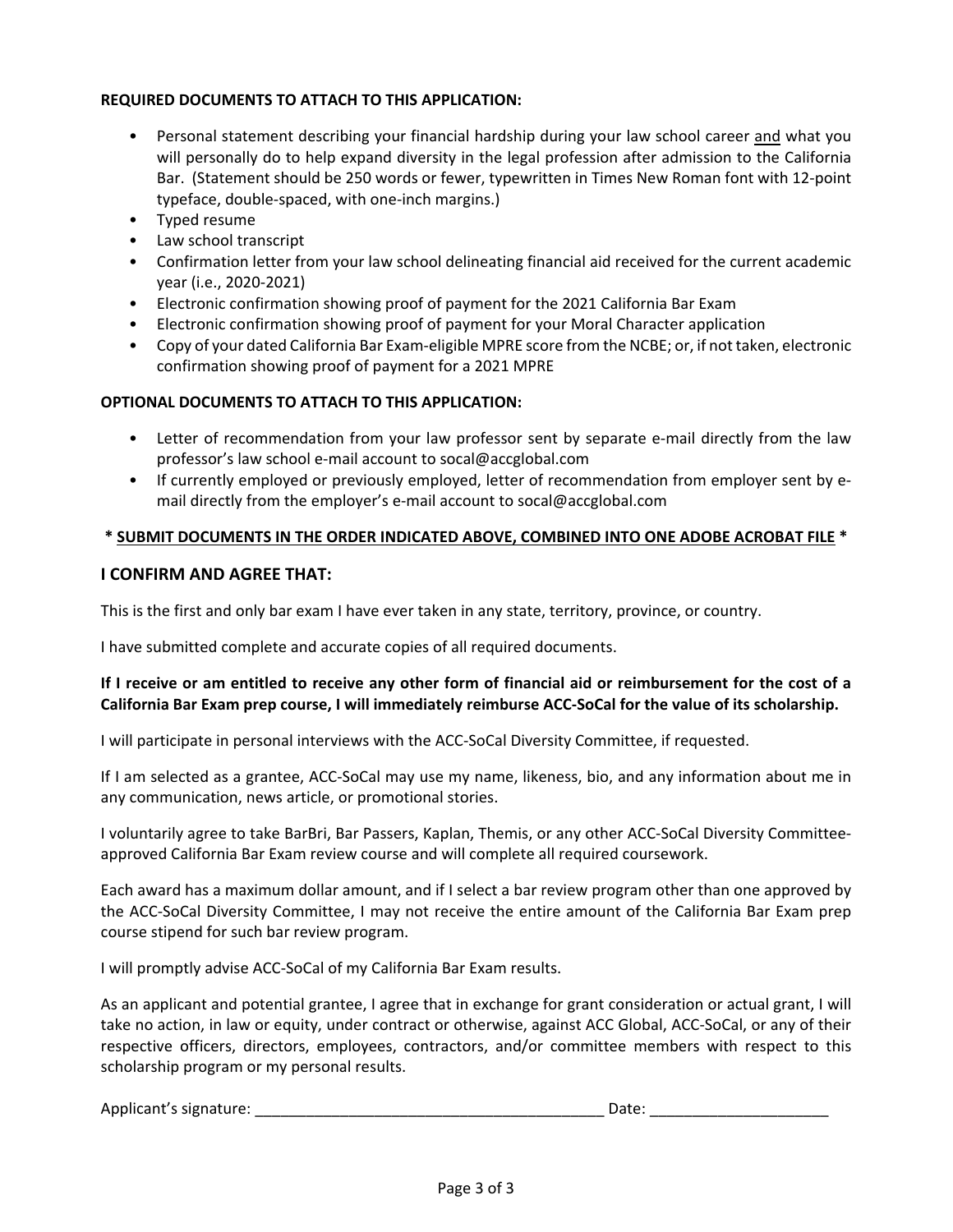**REQUIRED DOCUMENTS TO ATTACH TO THIS APPLICATION:**

- Personal statement describing your financial hardship during your law school career <u>and</u> what you will personally do to help expand diversity in the legal profession after admission to the California Bar. (Statement should be 250 words or fewer, typewritten in Times New Roman font with 12-point typeface, double-spaced, with one-inch margins.)
- Typed resume
- Law school transcript
- Confirmation letter from your law school delineating financial aid received for the current academic year (i.e., 2020-2021)
- Electronic confirmation showing proof of payment for the 2021 California Bar Exam
- Electronic confirmation showing proof of payment for your Moral Character application
- Copy of your dated California Bar Exam-eligible MPRE score from the NCBE; or, if not taken, electronic confirmation showing proof of payment for a 2021 MPRE

**OPTIONAL DOCUMENTS TO ATTACH TO THIS APPLICATION:**

- Letter of recommendation from your law professor sent by separate e-mail directly from the law professor's law school e-mail account to socal@accglobal.com
- If currently employed or previously employed, letter of recommendation from employer sent by e-mail directly from the employer's e-mail account to socal@accglobal.com

**\* <u>SUBMIT DOCUMENTS IN THE ORDER INDICATED ABOVE, COMBINED INTO ONE ADOBE ACROBAT FILE</u> \***

## I CONFIRM AND AGREE THAT:

This is the first and only bar exam I have ever taken in any state, territory, province, or country.

I have submitted complete and accurate copies of all required documents.

**If I receive or am entitled to receive any other form of financial aid or reimbursement for the cost of a California Bar Exam prep course, I will immediately reimburse ACC-SoCal for the value of its scholarship.**

I will participate in personal interviews with the ACC-SoCal Diversity Committee, if requested.

If I am selected as a grantee, ACC-SoCal may use my name, likeness, bio, and any information about me in any communication, news article, or promotional stories.

I voluntarily agree to take BarBri, Bar Passers, Kaplan, Themis, or any other ACC-SoCal Diversity Committee-approved California Bar Exam review course and will complete all required coursework.

Each award has a maximum dollar amount, and if I select a bar review program other than one approved by the ACC-SoCal Diversity Committee, I may not receive the entire amount of the California Bar Exam prep course stipend for such bar review program.

I will promptly advise ACC-SoCal of my California Bar Exam results.

As an applicant and potential grantee, I agree that in exchange for grant consideration or actual grant, I will take no action, in law or equity, under contract or otherwise, against ACC Global, ACC-SoCal, or any of their respective officers, directors, employees, contractors, and/or committee members with respect to this scholarship program or my personal results.

Applicant's signature: ________________________________________ Date: ____________________